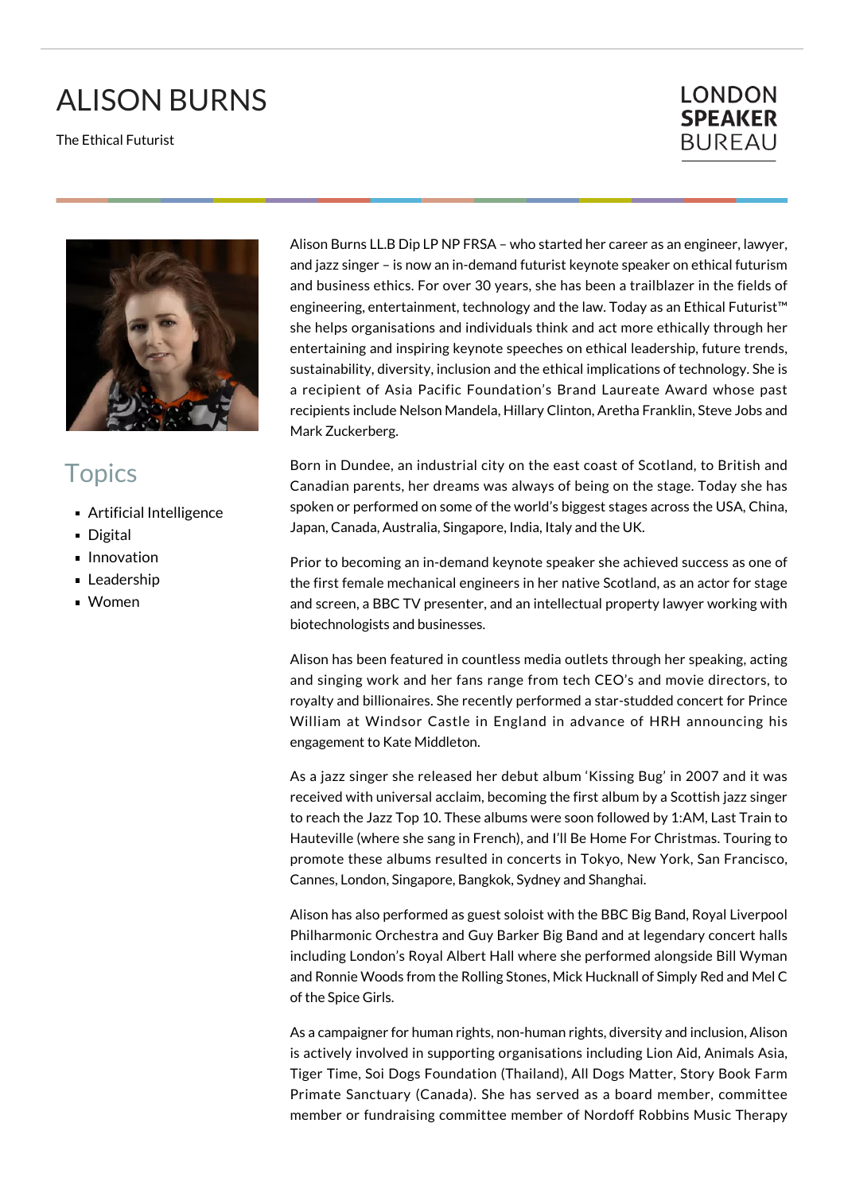# ALISON BURNS

The Ethical Futurist

LONDON **SPEAKER** BUREAU

## Topics

- Artificial Intelligence
- Digital
- Innovation
- Leadership
- Women

Alison Burns LL.B Dip LP NP FRSA – who started her career as an engineer, lawyer, and jazz singer – is now an in-demand futurist keynote speaker on ethical futurism and business ethics. For over 30 years, she has been a trailblazer in the fields of engineering, entertainment, technology and the law. Today as an Ethical Futurist™ she helps organisations and individuals think and act more ethically through her entertaining and inspiring keynote speeches on ethical leadership, future trends, sustainability, diversity, inclusion and the ethical implications of technology. She is a recipient of Asia Pacific Foundation's Brand Laureate Award whose past recipients include Nelson Mandela, Hillary Clinton, Aretha Franklin, Steve Jobs and Mark Zuckerberg.

Born in Dundee, an industrial city on the east coast of Scotland, to British and Canadian parents, her dreams was always of being on the stage. Today she has spoken or performed on some of the world's biggest stages across the USA, China, Japan, Canada, Australia, Singapore, India, Italy and the UK.

Prior to becoming an in-demand keynote speaker she achieved success as one of the first female mechanical engineers in her native Scotland, as an actor for stage and screen, a BBC TV presenter, and an intellectual property lawyer working with biotechnologists and businesses.

Alison has been featured in countless media outlets through her speaking, acting and singing work and her fans range from tech CEO's and movie directors, to royalty and billionaires. She recently performed a star-studded concert for Prince William at Windsor Castle in England in advance of HRH announcing his engagement to Kate Middleton.

As a jazz singer she released her debut album 'Kissing Bug' in 2007 and it was received with universal acclaim, becoming the first album by a Scottish jazz singer to reach the Jazz Top 10. These albums were soon followed by 1:AM, Last Train to Hauteville (where she sang in French), and I'll Be Home For Christmas. Touring to promote these albums resulted in concerts in Tokyo, New York, San Francisco, Cannes, London, Singapore, Bangkok, Sydney and Shanghai.

Alison has also performed as guest soloist with the BBC Big Band, Royal Liverpool Philharmonic Orchestra and Guy Barker Big Band and at legendary concert halls including London's Royal Albert Hall where she performed alongside Bill Wyman and Ronnie Woods from the Rolling Stones, Mick Hucknall of Simply Red and Mel C of the Spice Girls.

As a campaigner for human rights, non-human rights, diversity and inclusion, Alison is actively involved in supporting organisations including Lion Aid, Animals Asia, Tiger Time, Soi Dogs Foundation (Thailand), All Dogs Matter, Story Book Farm Primate Sanctuary (Canada). She has served as a board member, committee member or fundraising committee member of Nordoff Robbins Music Therapy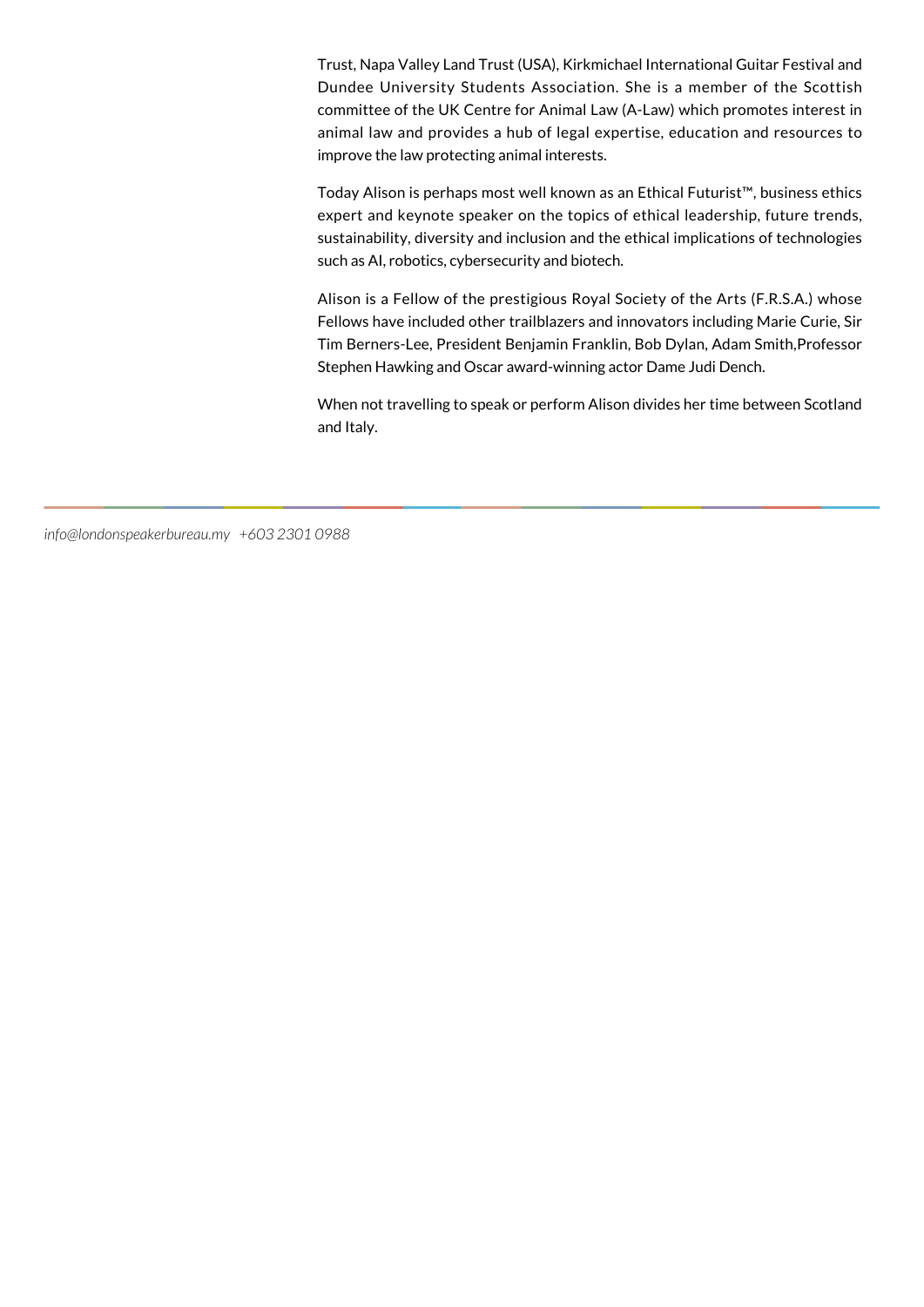Trust, Napa Valley Land Trust (USA), Kirkmichael International Guitar Festival and Dundee University Students Association. She is a member of the Scottish committee of the UK Centre for Animal Law (A-Law) which promotes interest in animal law and provides a hub of legal expertise, education and resources to improve the law protecting animal interests.

Today Alison is perhaps most well known as an Ethical Futurist™, business ethics expert and keynote speaker on the topics of ethical leadership, future trends, sustainability, diversity and inclusion and the ethical implications of technologies such as AI, robotics, cybersecurity and biotech.

Alison is a Fellow of the prestigious Royal Society of the Arts (F.R.S.A.) whose Fellows have included other trailblazers and innovators including Marie Curie, Sir Tim Berners-Lee, President Benjamin Franklin, Bob Dylan, Adam Smith,Professor Stephen Hawking and Oscar award-winning actor Dame Judi Dench.

When not travelling to speak or perform Alison divides her time between Scotland and Italy.